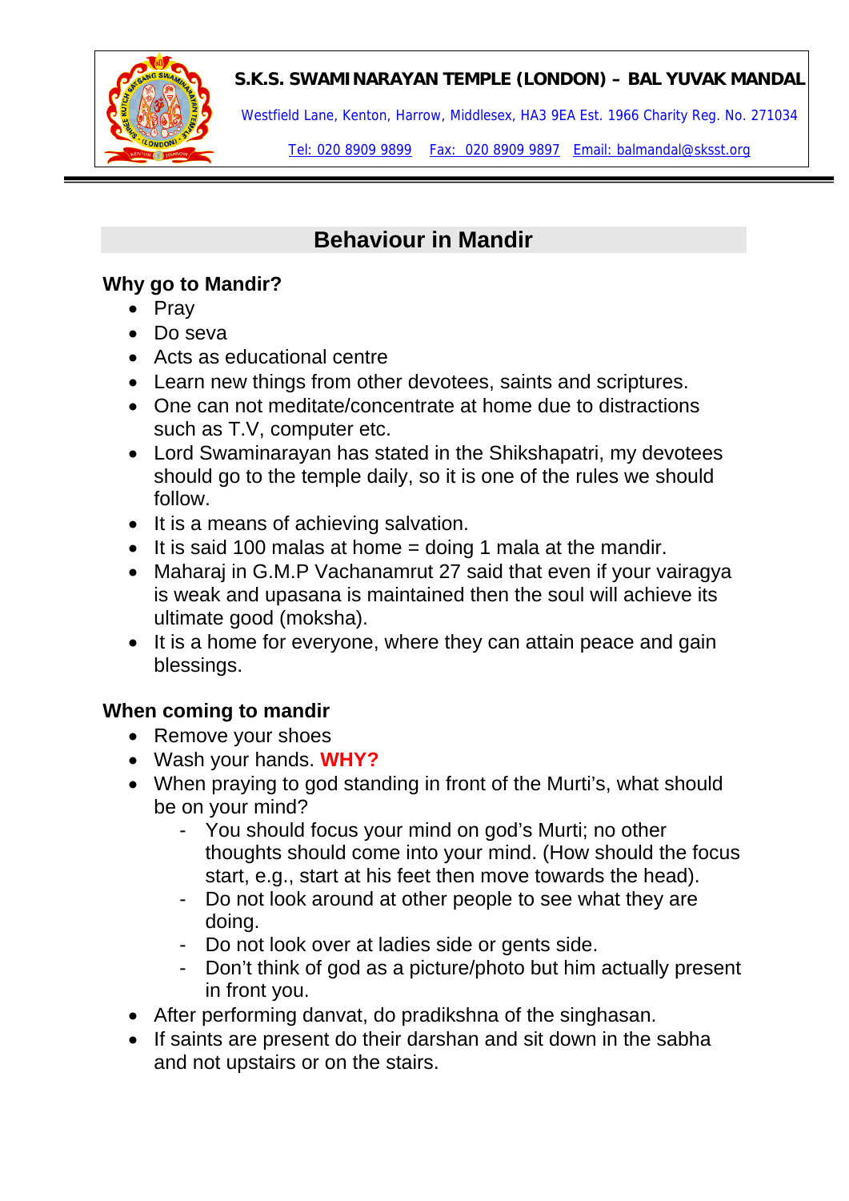**S.K.S. SWAMINARAYAN TEMPLE (LONDON) – BAL YUVAK MANDAL**

Westfield Lane, Kenton, Harrow, Middlesex, HA3 9EA Est. 1966 Charity Reg. No. 271034

Tel: 020 8909 9899 Fax: 020 8909 9897 Email: balmandal@sksst.org

## Behaviour in Mandir

### Why go to Mandir?

- Pray
- Do seva
- Acts as educational centre
- Learn new things from other devotees, saints and scriptures.
- One can not meditate/concentrate at home due to distractions such as T.V, computer etc.
- Lord Swaminarayan has stated in the Shikshapatri, my devotees should go to the temple daily, so it is one of the rules we should follow.
- It is a means of achieving salvation.
- It is said 100 malas at home = doing 1 mala at the mandir.
- Maharaj in G.M.P Vachanamrut 27 said that even if your vairagya is weak and upasana is maintained then the soul will achieve its ultimate good (moksha).
- It is a home for everyone, where they can attain peace and gain blessings.

### When coming to mandir

- Remove your shoes
- Wash your hands. **WHY?**
- When praying to god standing in front of the Murti's, what should be on your mind?
  - You should focus your mind on god's Murti; no other thoughts should come into your mind. (How should the focus start, e.g., start at his feet then move towards the head).
  - Do not look around at other people to see what they are doing.
  - Do not look over at ladies side or gents side.
  - Don't think of god as a picture/photo but him actually present in front you.
- After performing danvat, do pradikshna of the singhasan.
- If saints are present do their darshan and sit down in the sabha and not upstairs or on the stairs.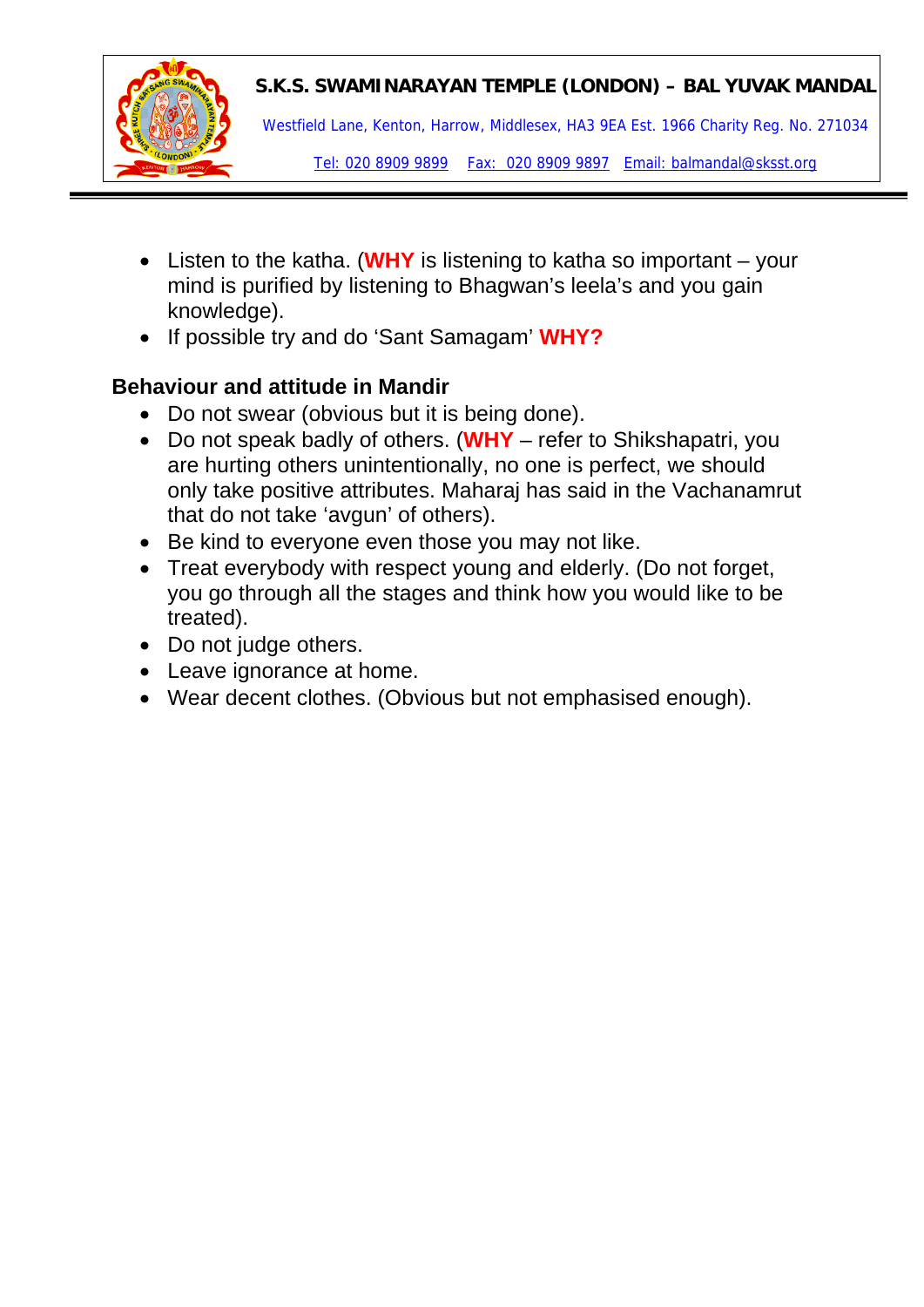- Listen to the katha. (**WHY** is listening to katha so important – your mind is purified by listening to Bhagwan's leela's and you gain knowledge).
- If possible try and do 'Sant Samagam' **WHY?**

**Behaviour and attitude in Mandir**

- Do not swear (obvious but it is being done).
- Do not speak badly of others. (**WHY** – refer to Shikshapatri, you are hurting others unintentionally, no one is perfect, we should only take positive attributes. Maharaj has said in the Vachanamrut that do not take 'avgun' of others).
- Be kind to everyone even those you may not like.
- Treat everybody with respect young and elderly. (Do not forget, you go through all the stages and think how you would like to be treated).
- Do not judge others.
- Leave ignorance at home.
- Wear decent clothes. (Obvious but not emphasised enough).